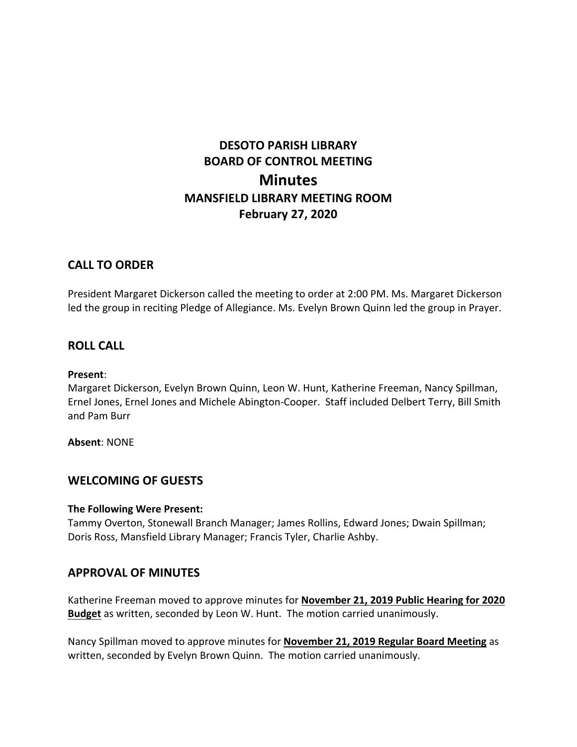# DESOTO PARISH LIBRARY
# BOARD OF CONTROL MEETING
# Minutes
## MANSFIELD LIBRARY MEETING ROOM
## February 27, 2020

## CALL TO ORDER

President Margaret Dickerson called the meeting to order at 2:00 PM. Ms. Margaret Dickerson led the group in reciting Pledge of Allegiance. Ms. Evelyn Brown Quinn led the group in Prayer.

## ROLL CALL

**Present**:
Margaret Dickerson, Evelyn Brown Quinn, Leon W. Hunt, Katherine Freeman, Nancy Spillman, Ernel Jones, Ernel Jones and Michele Abington-Cooper. Staff included Delbert Terry, Bill Smith and Pam Burr

**Absent**: NONE

## WELCOMING OF GUESTS

**The Following Were Present:**
Tammy Overton, Stonewall Branch Manager; James Rollins, Edward Jones; Dwain Spillman; Doris Ross, Mansfield Library Manager; Francis Tyler, Charlie Ashby.

## APPROVAL OF MINUTES

Katherine Freeman moved to approve minutes for **November 21, 2019 Public Hearing for 2020 Budget** as written, seconded by Leon W. Hunt. The motion carried unanimously.

Nancy Spillman moved to approve minutes for **November 21, 2019 Regular Board Meeting** as written, seconded by Evelyn Brown Quinn. The motion carried unanimously.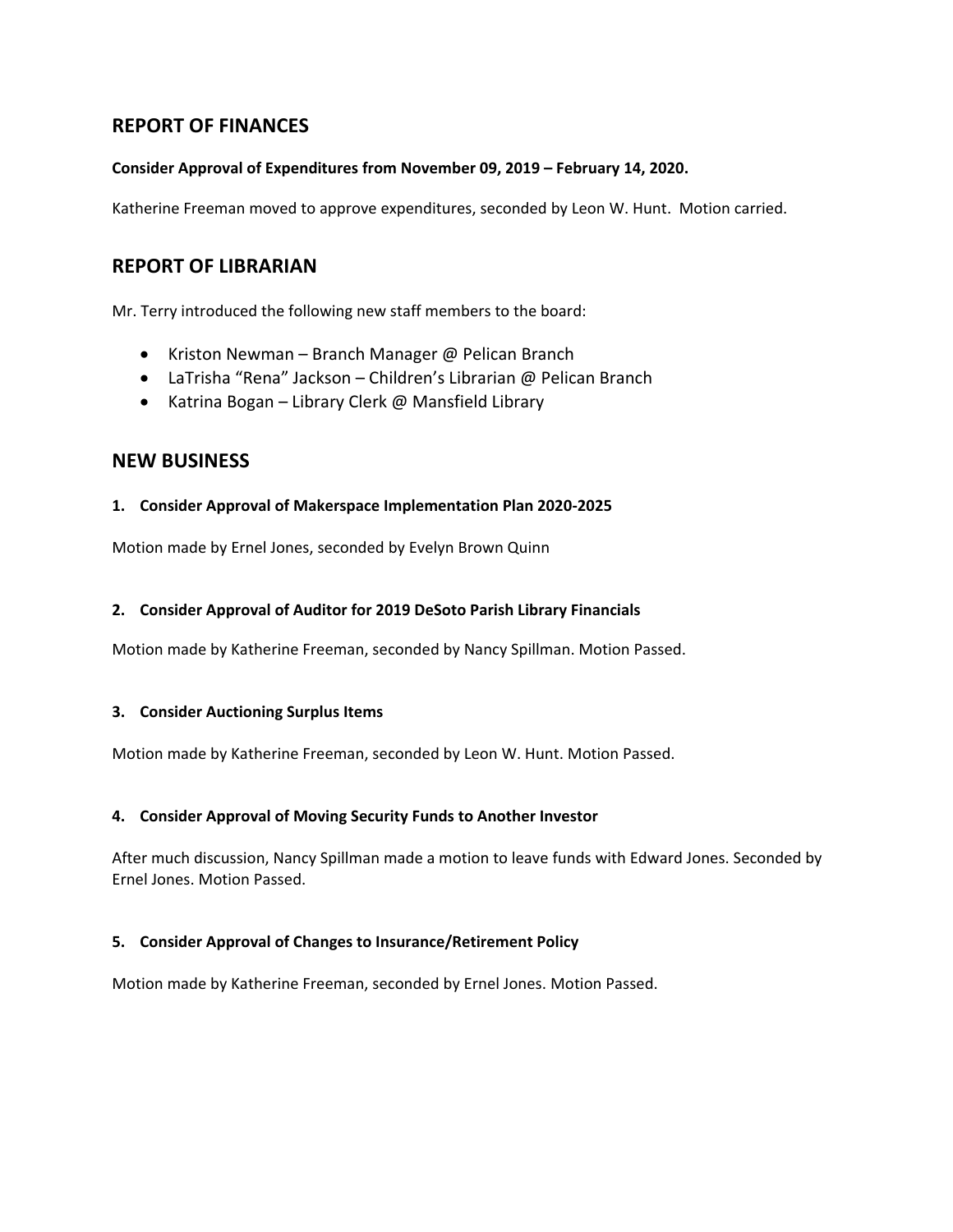## REPORT OF FINANCES

**Consider Approval of Expenditures from November 09, 2019 – February 14, 2020.**

Katherine Freeman moved to approve expenditures, seconded by Leon W. Hunt. Motion carried.

## REPORT OF LIBRARIAN

Mr. Terry introduced the following new staff members to the board:

- Kriston Newman – Branch Manager @ Pelican Branch
- LaTrisha "Rena" Jackson – Children's Librarian @ Pelican Branch
- Katrina Bogan – Library Clerk @ Mansfield Library

## NEW BUSINESS

**1. Consider Approval of Makerspace Implementation Plan 2020-2025**

Motion made by Ernel Jones, seconded by Evelyn Brown Quinn

**2. Consider Approval of Auditor for 2019 DeSoto Parish Library Financials**

Motion made by Katherine Freeman, seconded by Nancy Spillman. Motion Passed.

**3. Consider Auctioning Surplus Items**

Motion made by Katherine Freeman, seconded by Leon W. Hunt. Motion Passed.

**4. Consider Approval of Moving Security Funds to Another Investor**

After much discussion, Nancy Spillman made a motion to leave funds with Edward Jones. Seconded by Ernel Jones. Motion Passed.

**5. Consider Approval of Changes to Insurance/Retirement Policy**

Motion made by Katherine Freeman, seconded by Ernel Jones. Motion Passed.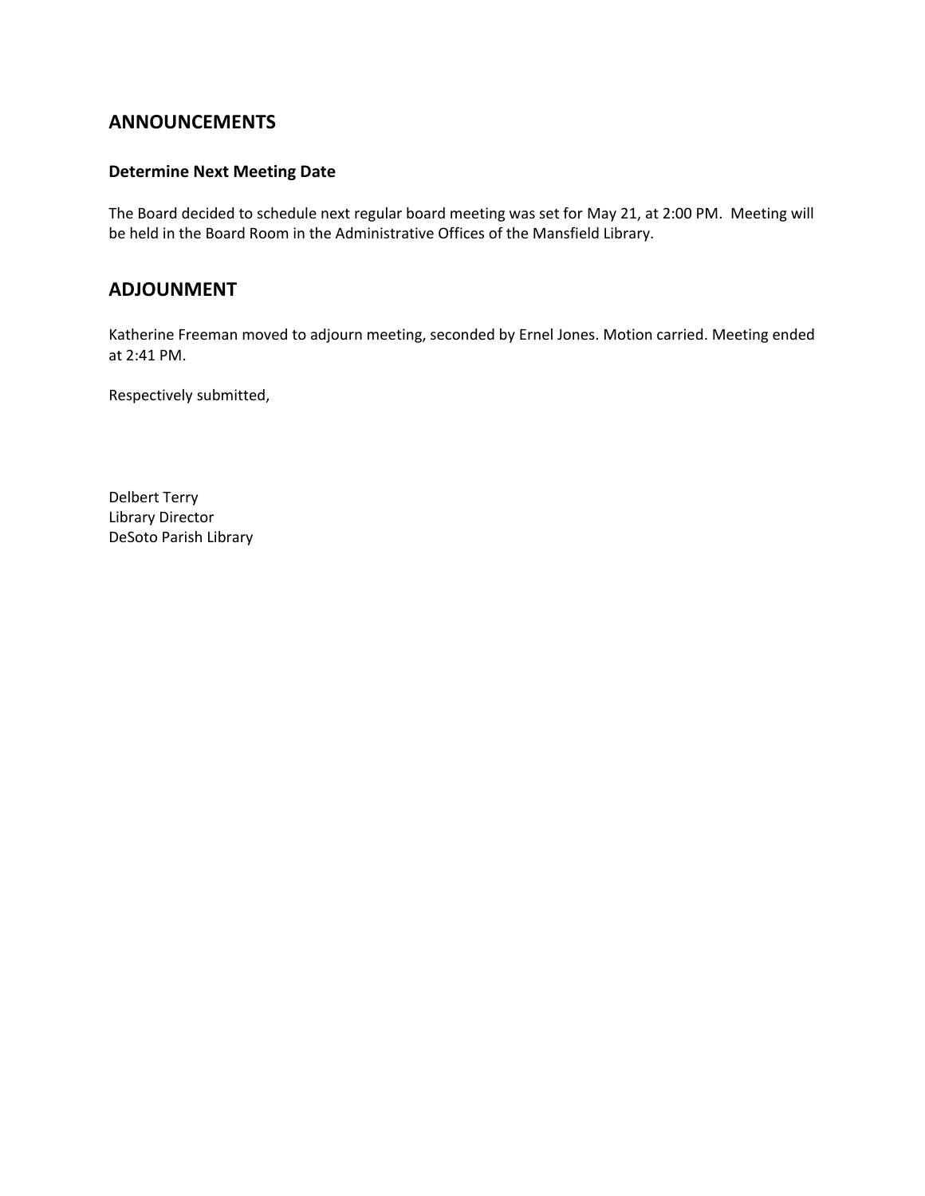## ANNOUNCEMENTS

### Determine Next Meeting Date

The Board decided to schedule next regular board meeting was set for May 21, at 2:00 PM. Meeting will be held in the Board Room in the Administrative Offices of the Mansfield Library.

## ADJOUNMENT

Katherine Freeman moved to adjourn meeting, seconded by Ernel Jones. Motion carried. Meeting ended at 2:41 PM.

Respectively submitted,

Delbert Terry
Library Director
DeSoto Parish Library